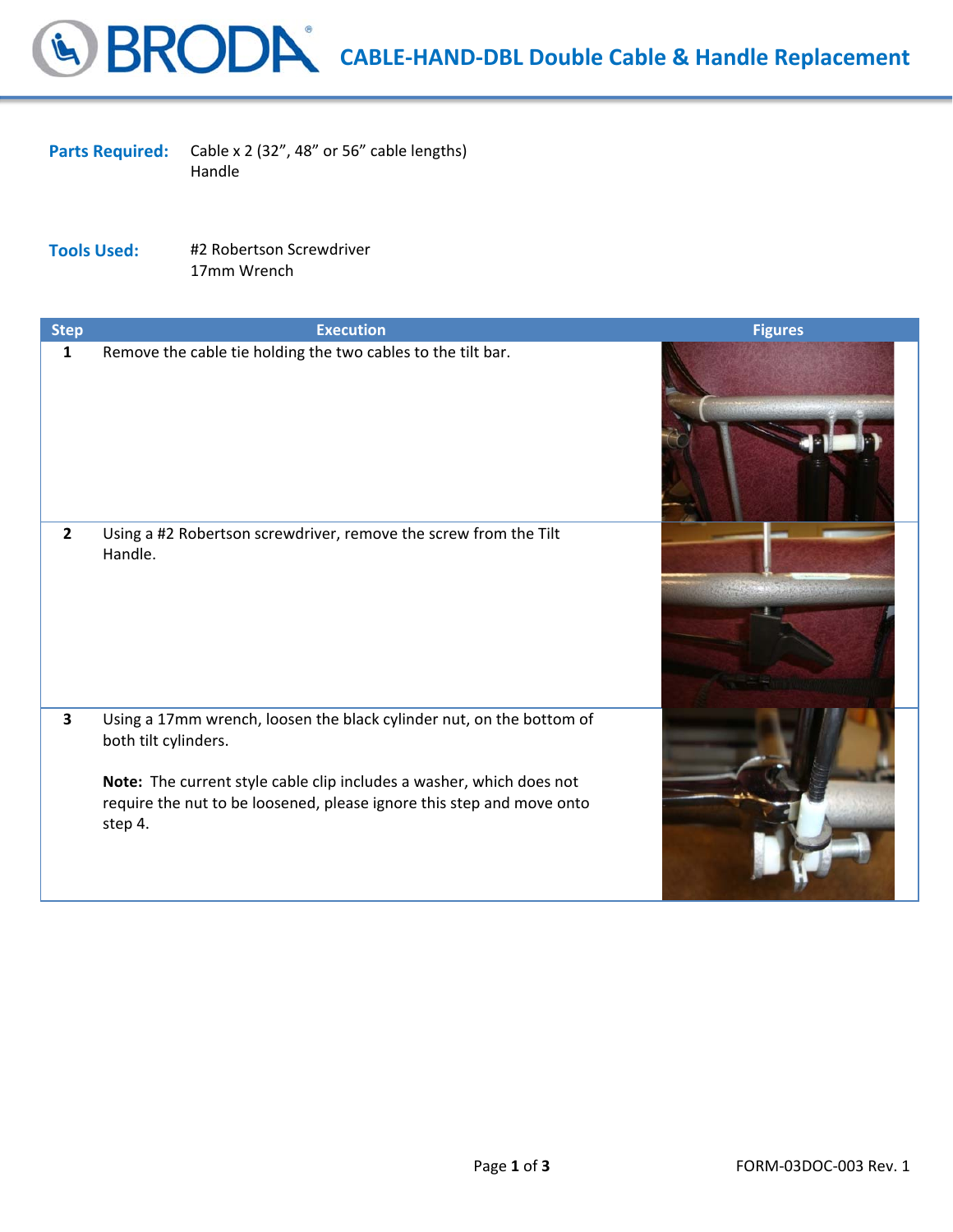# CABLE-HAND-DBL Double Cable & Handle Replacement

**Parts Required:** Cable x 2 (32", 48" or 56" cable lengths)
Handle

**Tools Used:** #2 Robertson Screwdriver
17mm Wrench

| Step | Execution | Figures |
|---|---|---|
| 1 | Remove the cable tie holding the two cables to the tilt bar. | |
| 2 | Using a #2 Robertson screwdriver, remove the screw from the Tilt Handle. | |
| 3 | Using a 17mm wrench, loosen the black cylinder nut, on the bottom of both tilt cylinders.<br><br>**Note:** The current style cable clip includes a washer, which does not require the nut to be loosened, please ignore this step and move onto step 4. | |

FORM-03DOC-003 Rev. 1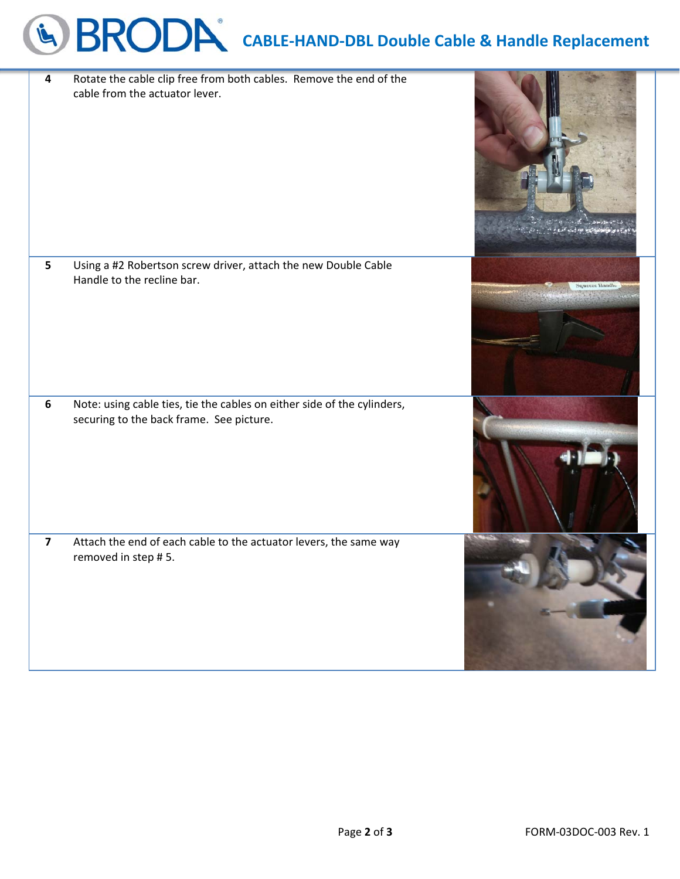| | |
|---|---|
| 4 | Rotate the cable clip free from both cables. Remove the end of the cable from the actuator lever. |
| 5 | Using a #2 Robertson screw driver, attach the new Double Cable Handle to the recline bar. |
| 6 | Note: using cable ties, tie the cables on either side of the cylinders, securing to the back frame. See picture. |
| 7 | Attach the end of each cable to the actuator levers, the same way removed in step # 5. |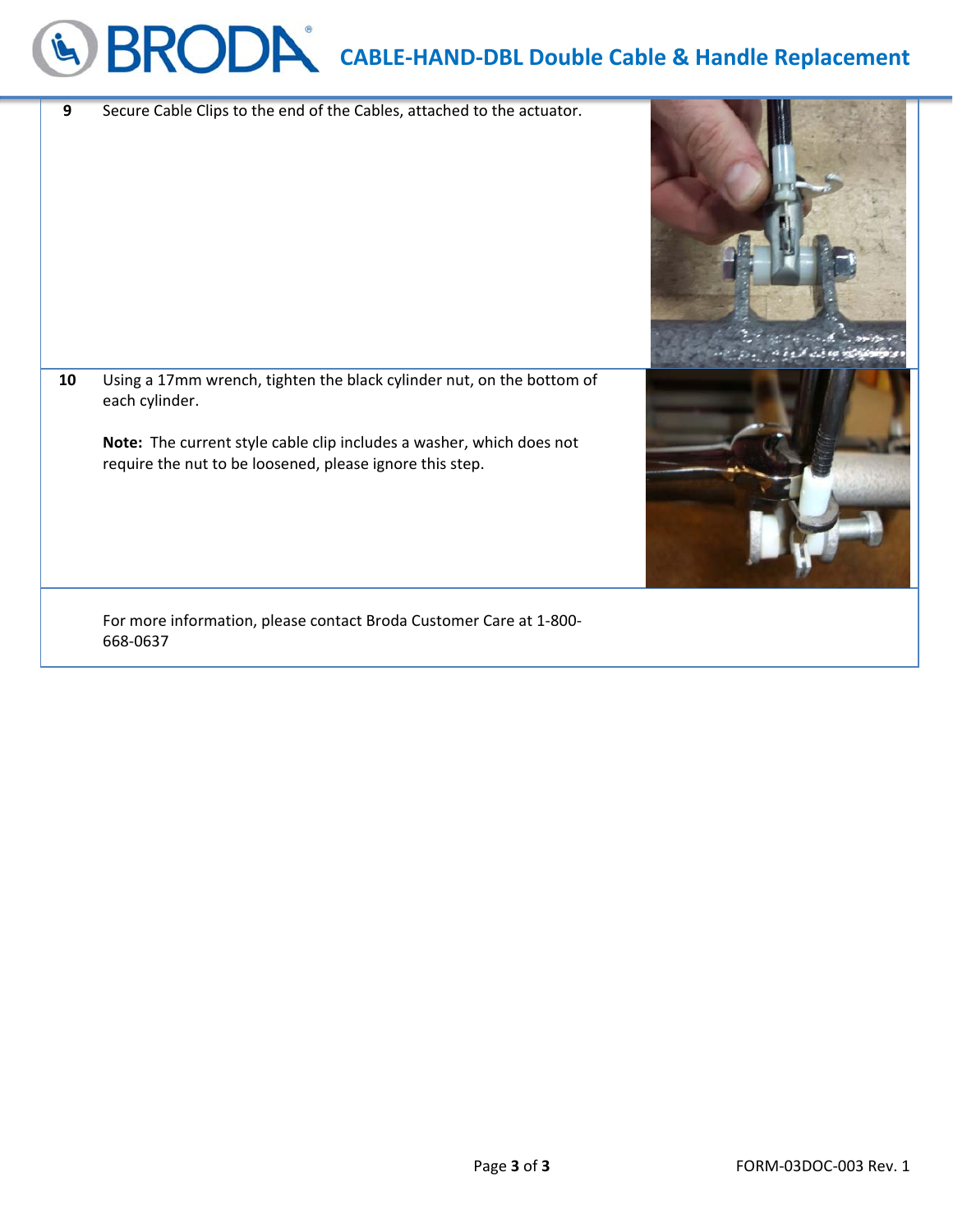| | |
|---|---|
| 9 | Secure Cable Clips to the end of the Cables, attached to the actuator. |
| 10 | Using a 17mm wrench, tighten the black cylinder nut, on the bottom of each cylinder.<br><br>**Note:** The current style cable clip includes a washer, which does not require the nut to be loosened, please ignore this step. |
| | For more information, please contact Broda Customer Care at 1-800-668-0637 |